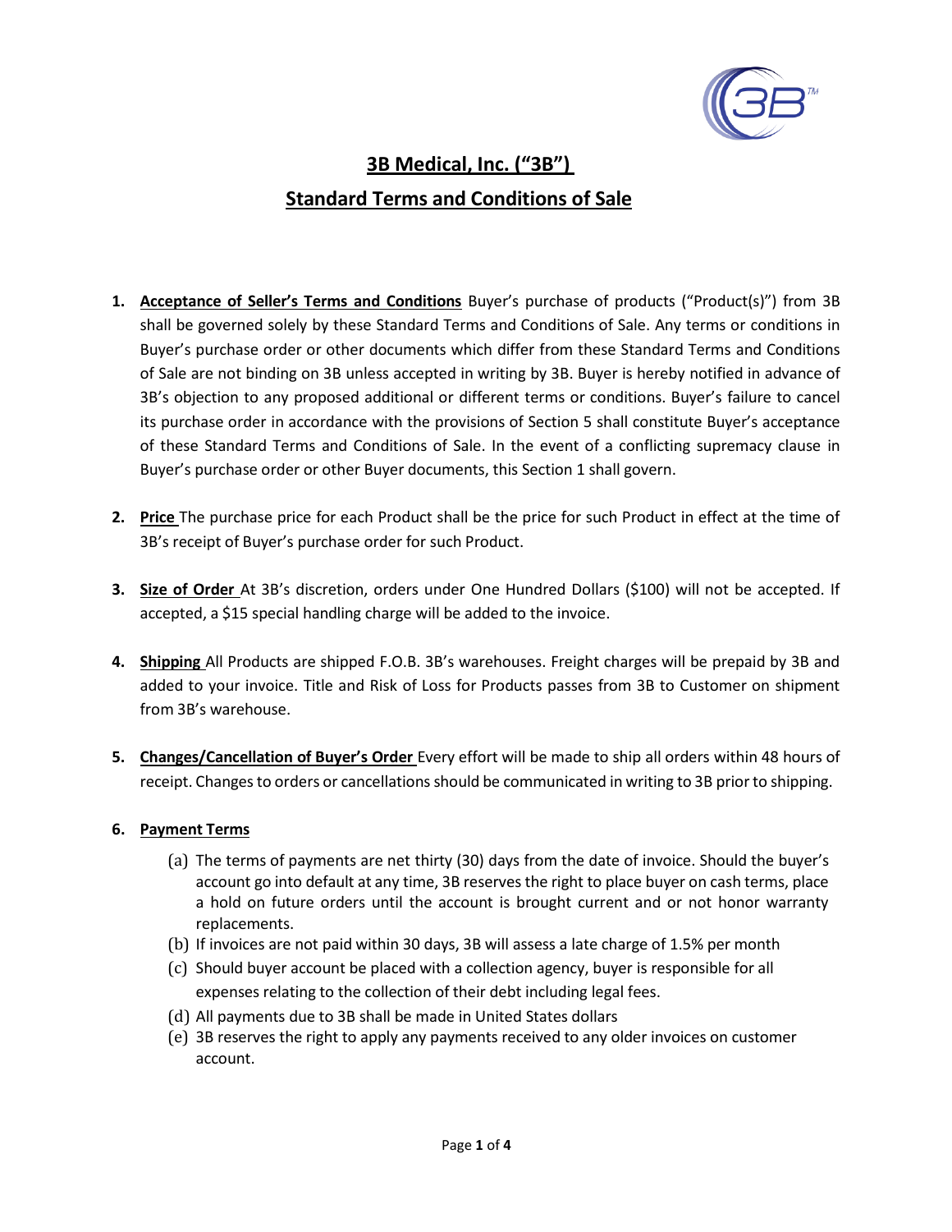# 3B Medical, Inc. ("3B")

## Standard Terms and Conditions of Sale

1. **Acceptance of Seller's Terms and Conditions** Buyer's purchase of products ("Product(s)") from 3B shall be governed solely by these Standard Terms and Conditions of Sale. Any terms or conditions in Buyer's purchase order or other documents which differ from these Standard Terms and Conditions of Sale are not binding on 3B unless accepted in writing by 3B. Buyer is hereby notified in advance of 3B's objection to any proposed additional or different terms or conditions. Buyer's failure to cancel its purchase order in accordance with the provisions of Section 5 shall constitute Buyer's acceptance of these Standard Terms and Conditions of Sale. In the event of a conflicting supremacy clause in Buyer's purchase order or other Buyer documents, this Section 1 shall govern.

2. **Price** The purchase price for each Product shall be the price for such Product in effect at the time of 3B's receipt of Buyer's purchase order for such Product.

3. **Size of Order** At 3B's discretion, orders under One Hundred Dollars ($100) will not be accepted. If accepted, a $15 special handling charge will be added to the invoice.

4. **Shipping** All Products are shipped F.O.B. 3B's warehouses. Freight charges will be prepaid by 3B and added to your invoice. Title and Risk of Loss for Products passes from 3B to Customer on shipment from 3B's warehouse.

5. **Changes/Cancellation of Buyer's Order** Every effort will be made to ship all orders within 48 hours of receipt. Changes to orders or cancellations should be communicated in writing to 3B prior to shipping.

6. **Payment Terms**
   (a) The terms of payments are net thirty (30) days from the date of invoice. Should the buyer's account go into default at any time, 3B reserves the right to place buyer on cash terms, place a hold on future orders until the account is brought current and or not honor warranty replacements.
   (b) If invoices are not paid within 30 days, 3B will assess a late charge of 1.5% per month
   (c) Should buyer account be placed with a collection agency, buyer is responsible for all expenses relating to the collection of their debt including legal fees.
   (d) All payments due to 3B shall be made in United States dollars
   (e) 3B reserves the right to apply any payments received to any older invoices on customer account.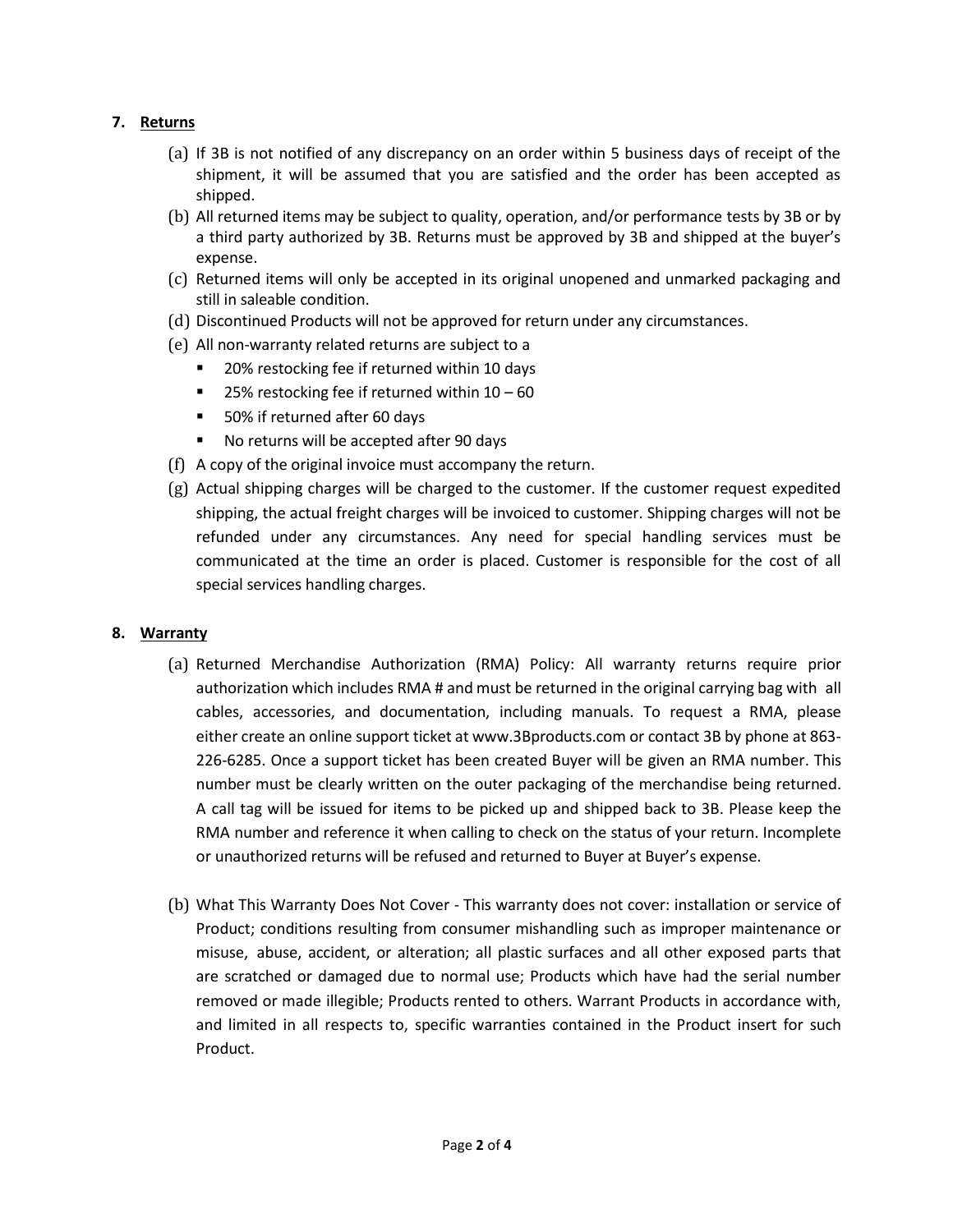## 7. Returns

(a) If 3B is not notified of any discrepancy on an order within 5 business days of receipt of the shipment, it will be assumed that you are satisfied and the order has been accepted as shipped.

(b) All returned items may be subject to quality, operation, and/or performance tests by 3B or by a third party authorized by 3B. Returns must be approved by 3B and shipped at the buyer's expense.

(c) Returned items will only be accepted in its original unopened and unmarked packaging and still in saleable condition.

(d) Discontinued Products will not be approved for return under any circumstances.

(e) All non-warranty related returns are subject to a

- 20% restocking fee if returned within 10 days
- 25% restocking fee if returned within 10 – 60
- 50% if returned after 60 days
- No returns will be accepted after 90 days

(f) A copy of the original invoice must accompany the return.

(g) Actual shipping charges will be charged to the customer. If the customer request expedited shipping, the actual freight charges will be invoiced to customer. Shipping charges will not be refunded under any circumstances. Any need for special handling services must be communicated at the time an order is placed. Customer is responsible for the cost of all special services handling charges.

## 8. Warranty

(a) Returned Merchandise Authorization (RMA) Policy: All warranty returns require prior authorization which includes RMA # and must be returned in the original carrying bag with all cables, accessories, and documentation, including manuals. To request a RMA, please either create an online support ticket at www.3Bproducts.com or contact 3B by phone at 863-226-6285. Once a support ticket has been created Buyer will be given an RMA number. This number must be clearly written on the outer packaging of the merchandise being returned. A call tag will be issued for items to be picked up and shipped back to 3B. Please keep the RMA number and reference it when calling to check on the status of your return. Incomplete or unauthorized returns will be refused and returned to Buyer at Buyer's expense.

(b) What This Warranty Does Not Cover - This warranty does not cover: installation or service of Product; conditions resulting from consumer mishandling such as improper maintenance or misuse, abuse, accident, or alteration; all plastic surfaces and all other exposed parts that are scratched or damaged due to normal use; Products which have had the serial number removed or made illegible; Products rented to others. Warrant Products in accordance with, and limited in all respects to, specific warranties contained in the Product insert for such Product.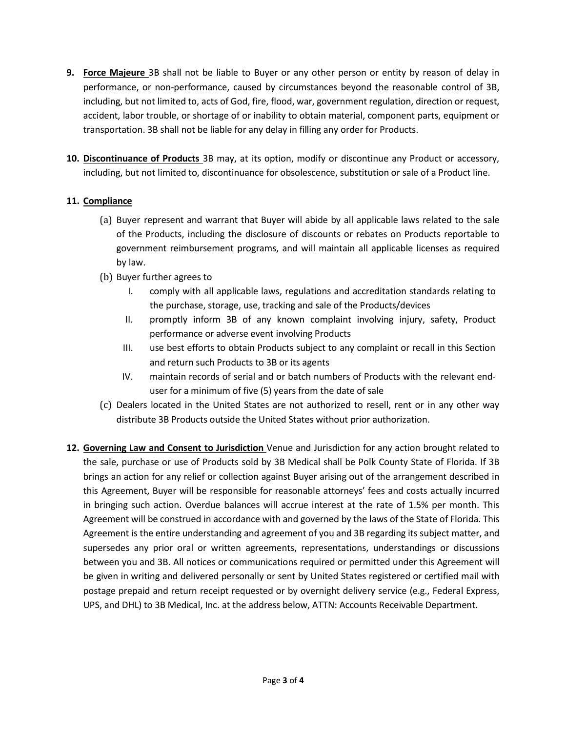9. **Force Majeure** 3B shall not be liable to Buyer or any other person or entity by reason of delay in performance, or non-performance, caused by circumstances beyond the reasonable control of 3B, including, but not limited to, acts of God, fire, flood, war, government regulation, direction or request, accident, labor trouble, or shortage of or inability to obtain material, component parts, equipment or transportation. 3B shall not be liable for any delay in filling any order for Products.

10. **Discontinuance of Products** 3B may, at its option, modify or discontinue any Product or accessory, including, but not limited to, discontinuance for obsolescence, substitution or sale of a Product line.

11. **Compliance**

    (a) Buyer represent and warrant that Buyer will abide by all applicable laws related to the sale of the Products, including the disclosure of discounts or rebates on Products reportable to government reimbursement programs, and will maintain all applicable licenses as required by law.

    (b) Buyer further agrees to

    I. comply with all applicable laws, regulations and accreditation standards relating to the purchase, storage, use, tracking and sale of the Products/devices

    II. promptly inform 3B of any known complaint involving injury, safety, Product performance or adverse event involving Products

    III. use best efforts to obtain Products subject to any complaint or recall in this Section and return such Products to 3B or its agents

    IV. maintain records of serial and or batch numbers of Products with the relevant end-user for a minimum of five (5) years from the date of sale

    (c) Dealers located in the United States are not authorized to resell, rent or in any other way distribute 3B Products outside the United States without prior authorization.

12. **Governing Law and Consent to Jurisdiction** Venue and Jurisdiction for any action brought related to the sale, purchase or use of Products sold by 3B Medical shall be Polk County State of Florida. If 3B brings an action for any relief or collection against Buyer arising out of the arrangement described in this Agreement, Buyer will be responsible for reasonable attorneys' fees and costs actually incurred in bringing such action. Overdue balances will accrue interest at the rate of 1.5% per month. This Agreement will be construed in accordance with and governed by the laws of the State of Florida. This Agreement is the entire understanding and agreement of you and 3B regarding its subject matter, and supersedes any prior oral or written agreements, representations, understandings or discussions between you and 3B. All notices or communications required or permitted under this Agreement will be given in writing and delivered personally or sent by United States registered or certified mail with postage prepaid and return receipt requested or by overnight delivery service (e.g., Federal Express, UPS, and DHL) to 3B Medical, Inc. at the address below, ATTN: Accounts Receivable Department.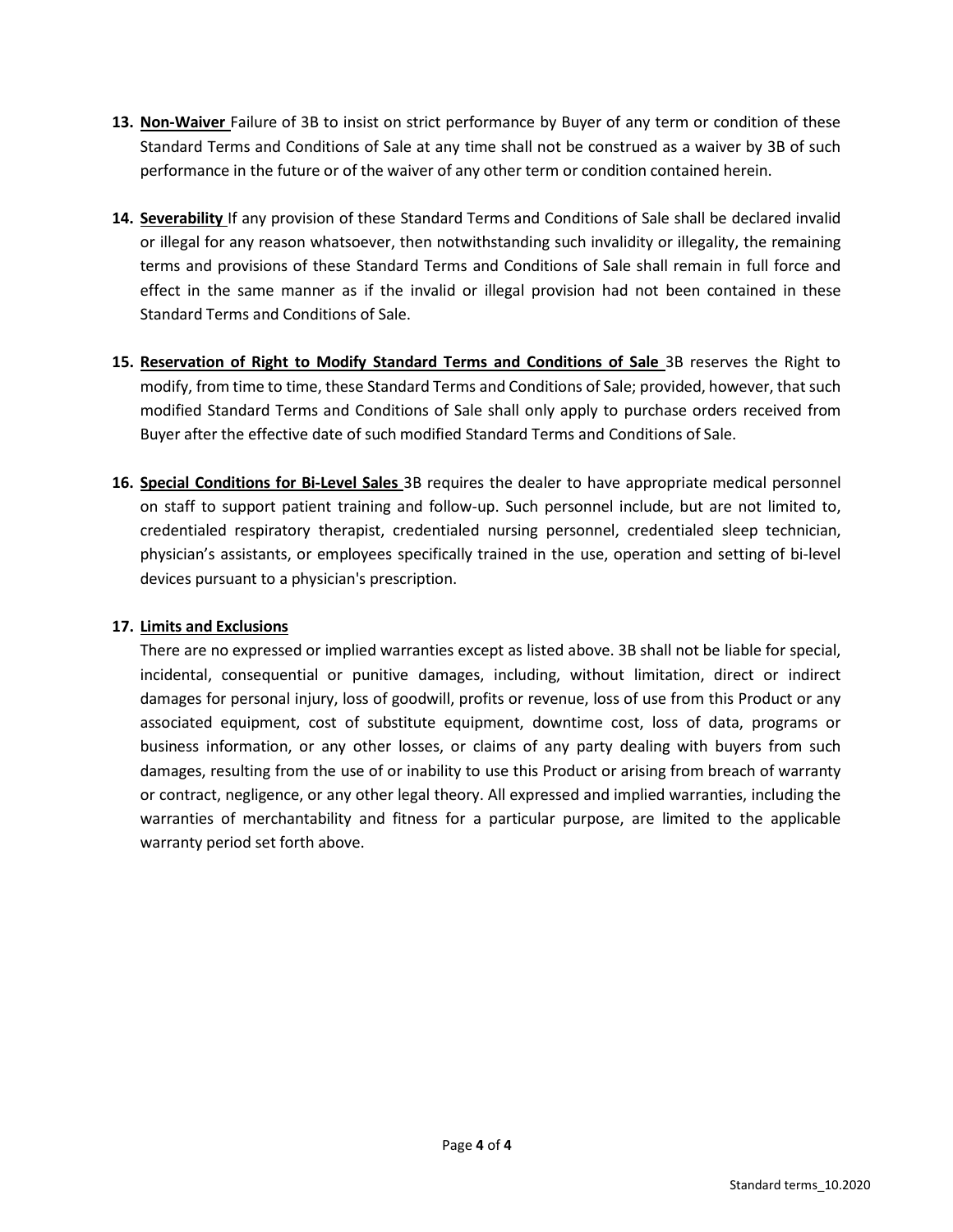13. **Non-Waiver** Failure of 3B to insist on strict performance by Buyer of any term or condition of these Standard Terms and Conditions of Sale at any time shall not be construed as a waiver by 3B of such performance in the future or of the waiver of any other term or condition contained herein.

14. **Severability** If any provision of these Standard Terms and Conditions of Sale shall be declared invalid or illegal for any reason whatsoever, then notwithstanding such invalidity or illegality, the remaining terms and provisions of these Standard Terms and Conditions of Sale shall remain in full force and effect in the same manner as if the invalid or illegal provision had not been contained in these Standard Terms and Conditions of Sale.

15. **Reservation of Right to Modify Standard Terms and Conditions of Sale** 3B reserves the Right to modify, from time to time, these Standard Terms and Conditions of Sale; provided, however, that such modified Standard Terms and Conditions of Sale shall only apply to purchase orders received from Buyer after the effective date of such modified Standard Terms and Conditions of Sale.

16. **Special Conditions for Bi-Level Sales** 3B requires the dealer to have appropriate medical personnel on staff to support patient training and follow-up. Such personnel include, but are not limited to, credentialed respiratory therapist, credentialed nursing personnel, credentialed sleep technician, physician's assistants, or employees specifically trained in the use, operation and setting of bi-level devices pursuant to a physician's prescription.

17. **Limits and Exclusions**

    There are no expressed or implied warranties except as listed above. 3B shall not be liable for special, incidental, consequential or punitive damages, including, without limitation, direct or indirect damages for personal injury, loss of goodwill, profits or revenue, loss of use from this Product or any associated equipment, cost of substitute equipment, downtime cost, loss of data, programs or business information, or any other losses, or claims of any party dealing with buyers from such damages, resulting from the use of or inability to use this Product or arising from breach of warranty or contract, negligence, or any other legal theory. All expressed and implied warranties, including the warranties of merchantability and fitness for a particular purpose, are limited to the applicable warranty period set forth above.